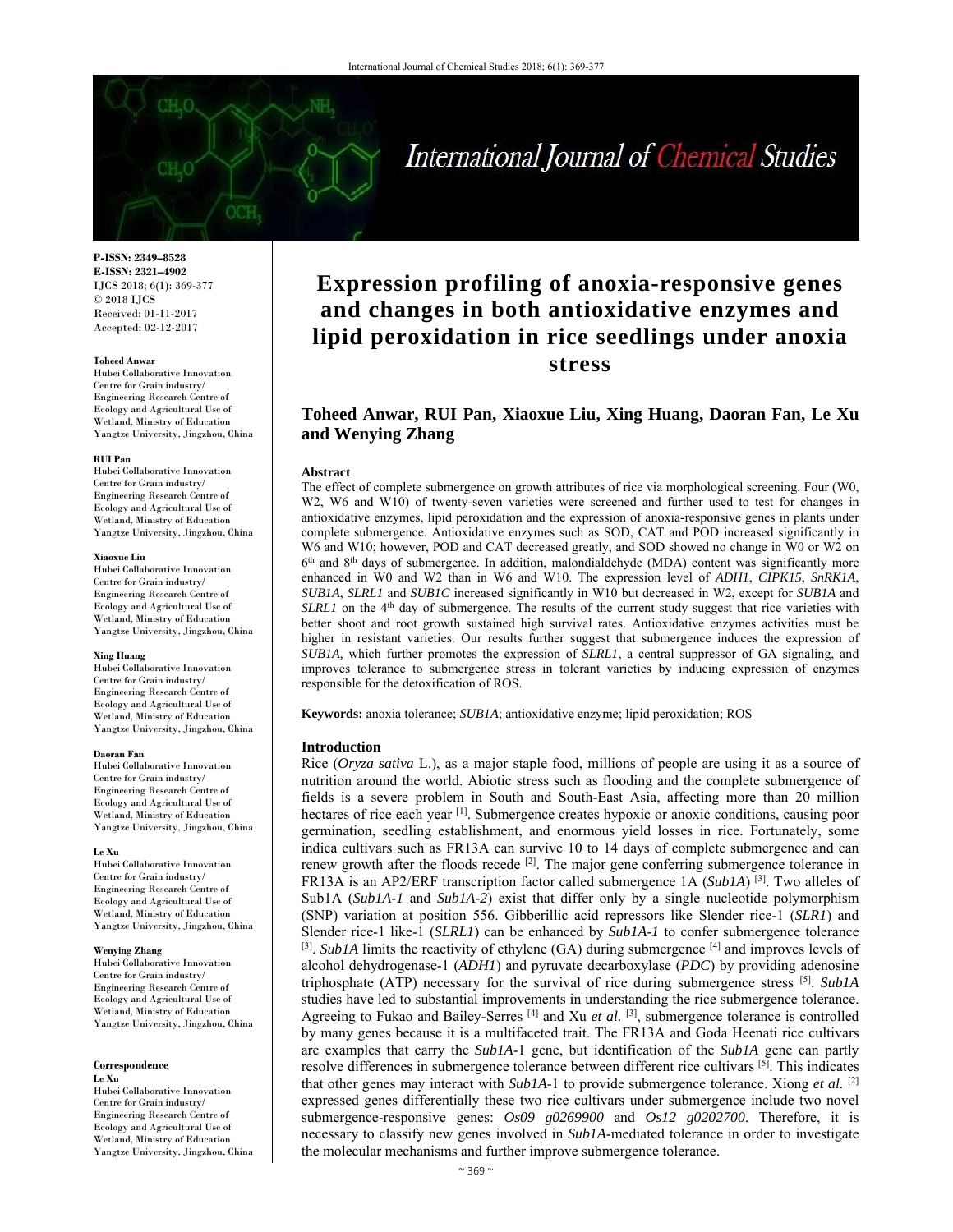P-ISSN: 2349–8528
E-ISSN: 2321–4902
IJCS 2018; 6(1): 369-377
© 2018 IJCS
Received: 01-11-2017
Accepted: 02-12-2017

**Toheed Anwar**
Hubei Collaborative Innovation Centre for Grain industry/ Engineering Research Centre of Ecology and Agricultural Use of Wetland, Ministry of Education Yangtze University, Jingzhou, China

**RUI Pan**
Hubei Collaborative Innovation Centre for Grain industry/ Engineering Research Centre of Ecology and Agricultural Use of Wetland, Ministry of Education Yangtze University, Jingzhou, China

**Xiaoxue Liu**
Hubei Collaborative Innovation Centre for Grain industry/ Engineering Research Centre of Ecology and Agricultural Use of Wetland, Ministry of Education Yangtze University, Jingzhou, China

**Xing Huang**
Hubei Collaborative Innovation Centre for Grain industry/ Engineering Research Centre of Ecology and Agricultural Use of Wetland, Ministry of Education Yangtze University, Jingzhou, China

**Daoran Fan**
Hubei Collaborative Innovation Centre for Grain industry/ Engineering Research Centre of Ecology and Agricultural Use of Wetland, Ministry of Education Yangtze University, Jingzhou, China

**Le Xu**
Hubei Collaborative Innovation Centre for Grain industry/ Engineering Research Centre of Ecology and Agricultural Use of Wetland, Ministry of Education Yangtze University, Jingzhou, China

**Wenying Zhang**
Hubei Collaborative Innovation Centre for Grain industry/ Engineering Research Centre of Ecology and Agricultural Use of Wetland, Ministry of Education Yangtze University, Jingzhou, China

**Correspondence**
**Le Xu**
Hubei Collaborative Innovation Centre for Grain industry/ Engineering Research Centre of Ecology and Agricultural Use of Wetland, Ministry of Education Yangtze University, Jingzhou, China

# Expression profiling of anoxia-responsive genes and changes in both antioxidative enzymes and lipid peroxidation in rice seedlings under anoxia stress

**Toheed Anwar, RUI Pan, Xiaoxue Liu, Xing Huang, Daoran Fan, Le Xu and Wenying Zhang**

## Abstract

The effect of complete submergence on growth attributes of rice via morphological screening. Four (W0, W2, W6 and W10) of twenty-seven varieties were screened and further used to test for changes in antioxidative enzymes, lipid peroxidation and the expression of anoxia-responsive genes in plants under complete submergence. Antioxidative enzymes such as SOD, CAT and POD increased significantly in W6 and W10; however, POD and CAT decreased greatly, and SOD showed no change in W0 or W2 on 6th and 8th days of submergence. In addition, malondialdehyde (MDA) content was significantly more enhanced in W0 and W2 than in W6 and W10. The expression level of *ADH1*, *CIPK15*, *SnRK1A*, *SUB1A*, *SLRL1* and *SUB1C* increased significantly in W10 but decreased in W2, except for *SUB1A* and *SLRL1* on the 4th day of submergence. The results of the current study suggest that rice varieties with better shoot and root growth sustained high survival rates. Antioxidative enzymes activities must be higher in resistant varieties. Our results further suggest that submergence induces the expression of *SUB1A,* which further promotes the expression of *SLRL1*, a central suppressor of GA signaling, and improves tolerance to submergence stress in tolerant varieties by inducing expression of enzymes responsible for the detoxification of ROS.

**Keywords:** anoxia tolerance; *SUB1A*; antioxidative enzyme; lipid peroxidation; ROS

## Introduction

Rice (*Oryza sativa* L.), as a major staple food, millions of people are using it as a source of nutrition around the world. Abiotic stress such as flooding and the complete submergence of fields is a severe problem in South and South-East Asia, affecting more than 20 million hectares of rice each year [1]. Submergence creates hypoxic or anoxic conditions, causing poor germination, seedling establishment, and enormous yield losses in rice. Fortunately, some indica cultivars such as FR13A can survive 10 to 14 days of complete submergence and can renew growth after the floods recede [2]. The major gene conferring submergence tolerance in FR13A is an AP2/ERF transcription factor called submergence 1A (*Sub1A*) [3]. Two alleles of Sub1A (*Sub1A-1* and *Sub1A-2*) exist that differ only by a single nucleotide polymorphism (SNP) variation at position 556. Gibberillic acid repressors like Slender rice-1 (*SLR1*) and Slender rice-1 like-1 (*SLRL1*) can be enhanced by *Sub1A-1* to confer submergence tolerance [3]. *Sub1A* limits the reactivity of ethylene (GA) during submergence [4] and improves levels of alcohol dehydrogenase-1 (*ADH1*) and pyruvate decarboxylase (*PDC*) by providing adenosine triphosphate (ATP) necessary for the survival of rice during submergence stress [5]. *Sub1A* studies have led to substantial improvements in understanding the rice submergence tolerance. Agreeing to Fukao and Bailey-Serres [4] and Xu *et al.* [3], submergence tolerance is controlled by many genes because it is a multifaceted trait. The FR13A and Goda Heenati rice cultivars are examples that carry the *Sub1A*-1 gene, but identification of the *Sub1A* gene can partly resolve differences in submergence tolerance between different rice cultivars [5]. This indicates that other genes may interact with *Sub1A*-1 to provide submergence tolerance. Xiong *et al.* [2] expressed genes differentially these two rice cultivars under submergence include two novel submergence-responsive genes: *Os09 g0269900* and *Os12 g0202700*. Therefore, it is necessary to classify new genes involved in *Sub1A*-mediated tolerance in order to investigate the molecular mechanisms and further improve submergence tolerance.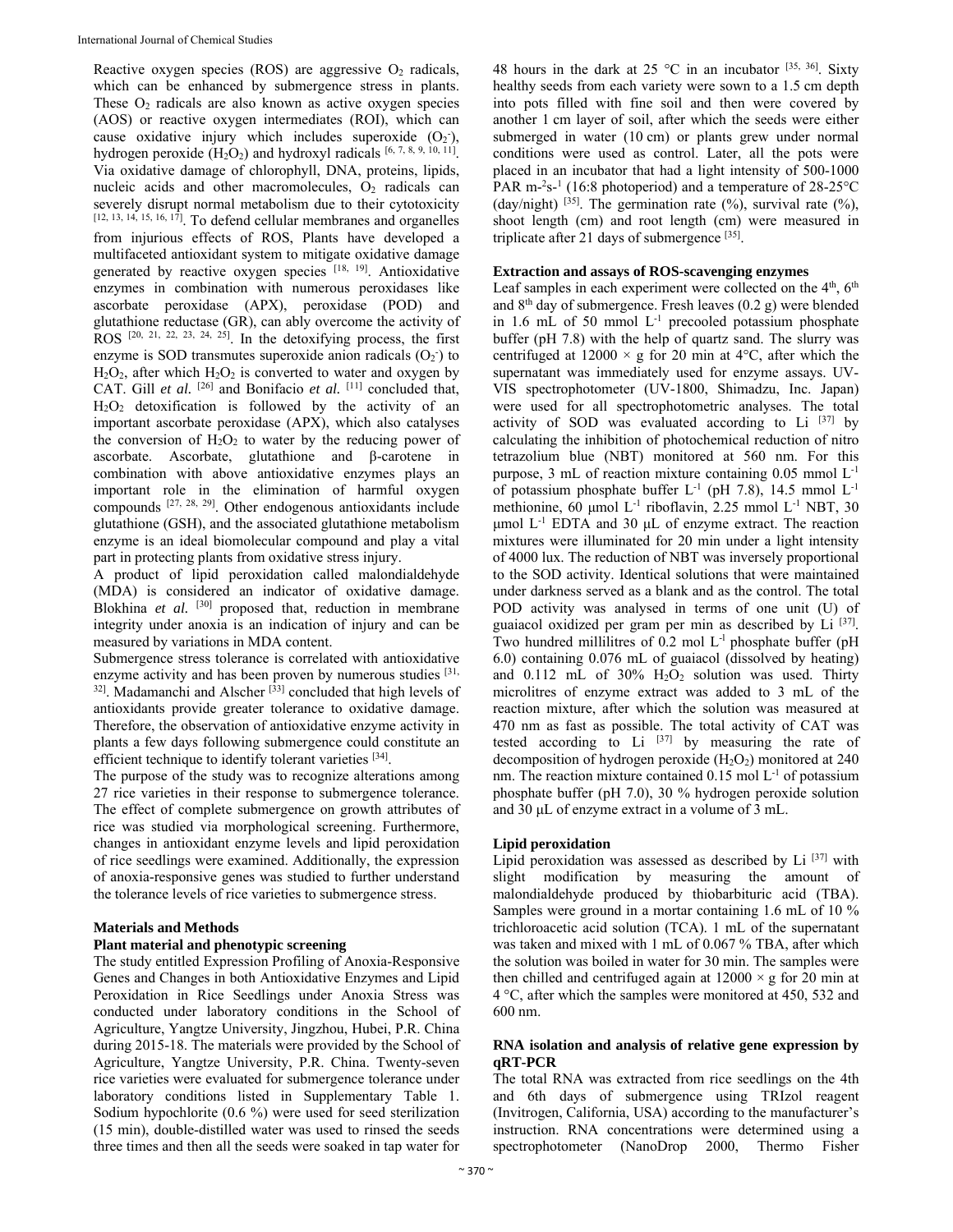Reactive oxygen species (ROS) are aggressive $O_2$ radicals, which can be enhanced by submergence stress in plants. These $O_2$ radicals are also known as active oxygen species (AOS) or reactive oxygen intermediates (ROI), which can cause oxidative injury which includes superoxide ($O_2^-$), hydrogen peroxide ($H_2O_2$) and hydroxyl radicals [6, 7, 8, 9, 10, 11]. Via oxidative damage of chlorophyll, DNA, proteins, lipids, nucleic acids and other macromolecules, $O_2$ radicals can severely disrupt normal metabolism due to their cytotoxicity [12, 13, 14, 15, 16, 17]. To defend cellular membranes and organelles from injurious effects of ROS, Plants have developed a multifaceted antioxidant system to mitigate oxidative damage generated by reactive oxygen species [18, 19]. Antioxidative enzymes in combination with numerous peroxidases like ascorbate peroxidase (APX), peroxidase (POD) and glutathione reductase (GR), can ably overcome the activity of ROS [20, 21, 22, 23, 24, 25]. In the detoxifying process, the first enzyme is SOD transmutes superoxide anion radicals ($O_2^-$) to $H_2O_2$, after which $H_2O_2$ is converted to water and oxygen by CAT. Gill *et al.* [26] and Bonifacio *et al.* [11] concluded that, $H_2O_2$ detoxification is followed by the activity of an important ascorbate peroxidase (APX), which also catalyses the conversion of $H_2O_2$ to water by the reducing power of ascorbate. Ascorbate, glutathione and β-carotene in combination with above antioxidative enzymes plays an important role in the elimination of harmful oxygen compounds [27, 28, 29]. Other endogenous antioxidants include glutathione (GSH), and the associated glutathione metabolism enzyme is an ideal biomolecular compound and play a vital part in protecting plants from oxidative stress injury.

A product of lipid peroxidation called malondialdehyde (MDA) is considered an indicator of oxidative damage. Blokhina *et al.* [30] proposed that, reduction in membrane integrity under anoxia is an indication of injury and can be measured by variations in MDA content.

Submergence stress tolerance is correlated with antioxidative enzyme activity and has been proven by numerous studies [31, 32]. Madamanchi and Alscher [33] concluded that high levels of antioxidants provide greater tolerance to oxidative damage. Therefore, the observation of antioxidative enzyme activity in plants a few days following submergence could constitute an efficient technique to identify tolerant varieties [34].

The purpose of the study was to recognize alterations among 27 rice varieties in their response to submergence tolerance. The effect of complete submergence on growth attributes of rice was studied via morphological screening. Furthermore, changes in antioxidant enzyme levels and lipid peroxidation of rice seedlings were examined. Additionally, the expression of anoxia-responsive genes was studied to further understand the tolerance levels of rice varieties to submergence stress.

## Materials and Methods

### Plant material and phenotypic screening

The study entitled Expression Profiling of Anoxia-Responsive Genes and Changes in both Antioxidative Enzymes and Lipid Peroxidation in Rice Seedlings under Anoxia Stress was conducted under laboratory conditions in the School of Agriculture, Yangtze University, Jingzhou, Hubei, P.R. China during 2015-18. The materials were provided by the School of Agriculture, Yangtze University, P.R. China. Twenty-seven rice varieties were evaluated for submergence tolerance under laboratory conditions listed in Supplementary Table 1. Sodium hypochlorite (0.6 %) were used for seed sterilization (15 min), double-distilled water was used to rinsed the seeds three times and then all the seeds were soaked in tap water for 48 hours in the dark at 25 °C in an incubator [35, 36]. Sixty healthy seeds from each variety were sown to a 1.5 cm depth into pots filled with fine soil and then were covered by another 1 cm layer of soil, after which the seeds were either submerged in water (10 cm) or plants grew under normal conditions were used as control. Later, all the pots were placed in an incubator that had a light intensity of 500-1000 PAR $m^{-2}s^{-1}$ (16:8 photoperiod) and a temperature of 28-25°C (day/night) [35]. The germination rate (%), survival rate (%), shoot length (cm) and root length (cm) were measured in triplicate after 21 days of submergence [35].

### Extraction and assays of ROS-scavenging enzymes

Leaf samples in each experiment were collected on the 4th, 6th and 8th day of submergence. Fresh leaves (0.2 g) were blended in 1.6 mL of 50 mmol $L^{-1}$ precooled potassium phosphate buffer (pH 7.8) with the help of quartz sand. The slurry was centrifuged at 12000 × g for 20 min at 4°C, after which the supernatant was immediately used for enzyme assays. UV-VIS spectrophotometer (UV-1800, Shimadzu, Inc. Japan) were used for all spectrophotometric analyses. The total activity of SOD was evaluated according to Li [37] by calculating the inhibition of photochemical reduction of nitro tetrazolium blue (NBT) monitored at 560 nm. For this purpose, 3 mL of reaction mixture containing 0.05 mmol $L^{-1}$ of potassium phosphate buffer $L^{-1}$ (pH 7.8), 14.5 mmol $L^{-1}$ methionine, 60 μmol $L^{-1}$ riboflavin, 2.25 mmol $L^{-1}$ NBT, 30 μmol $L^{-1}$ EDTA and 30 μL of enzyme extract. The reaction mixtures were illuminated for 20 min under a light intensity of 4000 lux. The reduction of NBT was inversely proportional to the SOD activity. Identical solutions that were maintained under darkness served as a blank and as the control. The total POD activity was analysed in terms of one unit (U) of guaiacol oxidized per gram per min as described by Li [37]. Two hundred millilitres of 0.2 mol $L^{-1}$ phosphate buffer (pH 6.0) containing 0.076 mL of guaiacol (dissolved by heating) and 0.112 mL of 30% $H_2O_2$ solution was used. Thirty microlitres of enzyme extract was added to 3 mL of the reaction mixture, after which the solution was measured at 470 nm as fast as possible. The total activity of CAT was tested according to Li [37] by measuring the rate of decomposition of hydrogen peroxide ($H_2O_2$) monitored at 240 nm. The reaction mixture contained 0.15 mol $L^{-1}$ of potassium phosphate buffer (pH 7.0), 30 % hydrogen peroxide solution and 30 μL of enzyme extract in a volume of 3 mL.

### Lipid peroxidation

Lipid peroxidation was assessed as described by Li [37] with slight modification by measuring the amount of malondialdehyde produced by thiobarbituric acid (TBA). Samples were ground in a mortar containing 1.6 mL of 10 % trichloroacetic acid solution (TCA). 1 mL of the supernatant was taken and mixed with 1 mL of 0.067 % TBA, after which the solution was boiled in water for 30 min. The samples were then chilled and centrifuged again at 12000 × g for 20 min at 4 °C, after which the samples were monitored at 450, 532 and 600 nm.

### RNA isolation and analysis of relative gene expression by qRT-PCR

The total RNA was extracted from rice seedlings on the 4th and 6th days of submergence using TRIzol reagent (Invitrogen, California, USA) according to the manufacturer's instruction. RNA concentrations were determined using a spectrophotometer (NanoDrop 2000, Thermo Fisher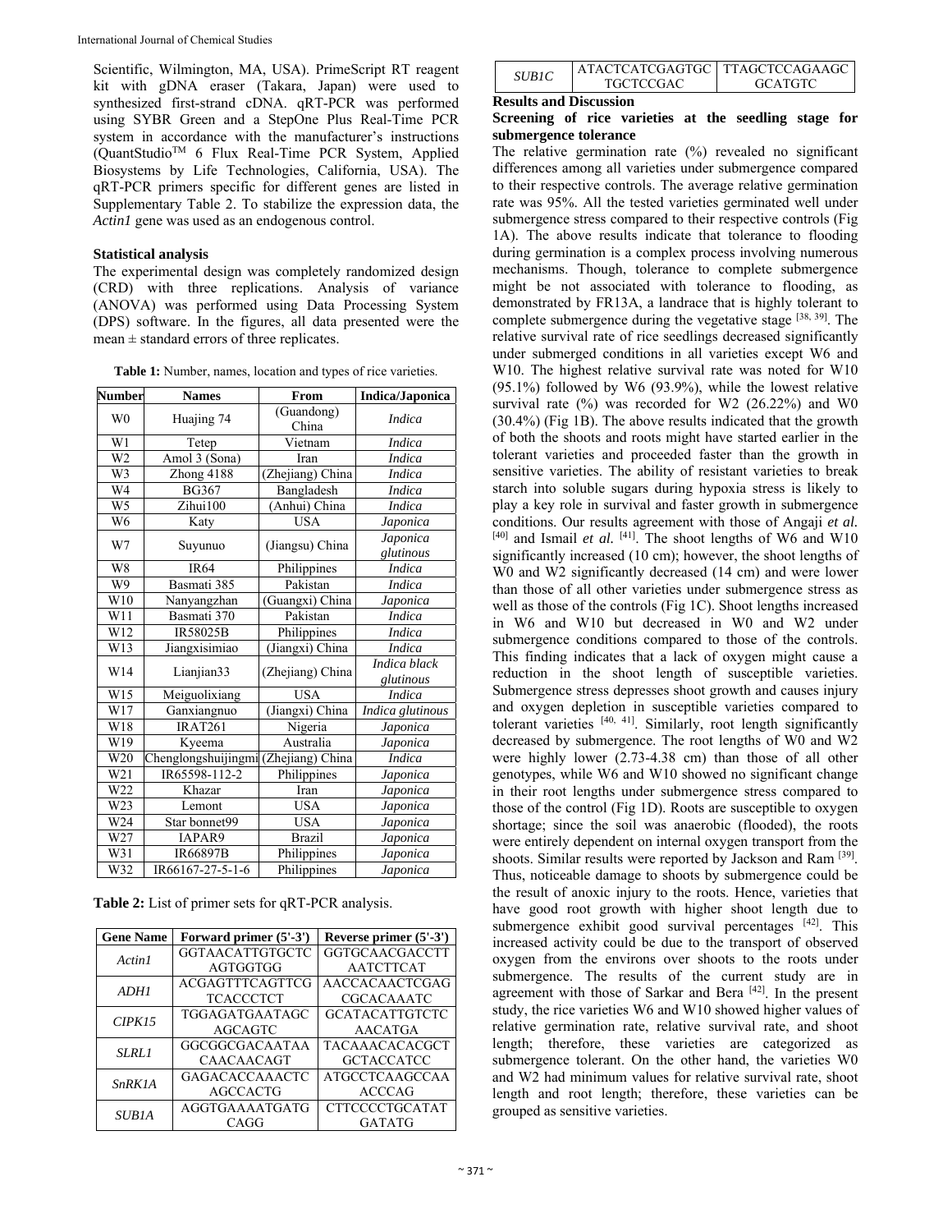Scientific, Wilmington, MA, USA). PrimeScript RT reagent kit with gDNA eraser (Takara, Japan) were used to synthesized first-strand cDNA. qRT-PCR was performed using SYBR Green and a StepOne Plus Real-Time PCR system in accordance with the manufacturer's instructions (QuantStudio™ 6 Flux Real-Time PCR System, Applied Biosystems by Life Technologies, California, USA). The qRT-PCR primers specific for different genes are listed in Supplementary Table 2. To stabilize the expression data, the *Actin1* gene was used as an endogenous control.

### Statistical analysis

The experimental design was completely randomized design (CRD) with three replications. Analysis of variance (ANOVA) was performed using Data Processing System (DPS) software. In the figures, all data presented were the mean ± standard errors of three replicates.

**Table 1:** Number, names, location and types of rice varieties.

| Number | Names | From | Indica/Japonica |
|---|---|---|---|
| W0 | Huajing 74 | (Guandong) China | *Indica* |
| W1 | Tetep | Vietnam | *Indica* |
| W2 | Amol 3 (Sona) | Iran | *Indica* |
| W3 | Zhong 4188 | (Zhejiang) China | *Indica* |
| W4 | BG367 | Bangladesh | *Indica* |
| W5 | Zihui100 | (Anhui) China | *Indica* |
| W6 | Katy | USA | *Japonica* |
| W7 | Suyunuo | (Jiangsu) China | *Japonica glutinous* |
| W8 | IR64 | Philippines | *Indica* |
| W9 | Basmati 385 | Pakistan | *Indica* |
| W10 | Nanyangzhan | (Guangxi) China | *Japonica* |
| W11 | Basmati 370 | Pakistan | *Indica* |
| W12 | IR58025B | Philippines | *Indica* |
| W13 | Jiangxisimiao | (Jiangxi) China | *Indica* |
| W14 | Lianjian33 | (Zhejiang) China | *Indica black glutinous* |
| W15 | Meiguolixiang | USA | *Indica* |
| W17 | Ganxiangnuo | (Jiangxi) China | *Indica glutinous* |
| W18 | IRAT261 | Nigeria | *Japonica* |
| W19 | Kyeema | Australia | *Japonica* |
| W20 | Chenglongshuijingmi | (Zhejiang) China | *Indica* |
| W21 | IR65598-112-2 | Philippines | *Japonica* |
| W22 | Khazar | Iran | *Japonica* |
| W23 | Lemont | USA | *Japonica* |
| W24 | Star bonnet99 | USA | *Japonica* |
| W27 | IAPAR9 | Brazil | *Japonica* |
| W31 | IR66897B | Philippines | *Japonica* |
| W32 | IR66167-27-5-1-6 | Philippines | *Japonica* |

**Table 2:** List of primer sets for qRT-PCR analysis.

| Gene Name | Forward primer (5'-3') | Reverse primer (5'-3') |
|---|---|---|
| *Actin1* | GGTAACATTGTGCTCAGTGGTGG | GGTGCAACGACCTTAATCTTCAT |
| *ADH1* | ACGAGTTTCAGTTCGTCACCCTCT | AACCACAACTCGAGCGCACAAATC |
| *CIPK15* | TGGAGATGAATAGCAGCAGTC | GCATACATTGTCTCAACATGA |
| *SLRL1* | GGCGGCGACAATAACAACAACAGT | TACAAACACACGCTGCTACCATCC |
| *SnRK1A* | GAGACACCAAACTCAGCCACTG | ATGCCTCAAGCCAAACCCAG |
| *SUB1A* | AGGTGAAAATGATGCAGG | CTTCCCCTGCATATGATATG |
| *SUB1C* | ATACTCATCGAGTGCTGCTCCGAC | TTAGCTCCAGAAGCGCATGTC |

## Results and Discussion

### Screening of rice varieties at the seedling stage for submergence tolerance

The relative germination rate (%) revealed no significant differences among all varieties under submergence compared to their respective controls. The average relative germination rate was 95%. All the tested varieties germinated well under submergence stress compared to their respective controls (Fig 1A). The above results indicate that tolerance to flooding during germination is a complex process involving numerous mechanisms. Though, tolerance to complete submergence might be not associated with tolerance to flooding, as demonstrated by FR13A, a landrace that is highly tolerant to complete submergence during the vegetative stage [38, 39]. The relative survival rate of rice seedlings decreased significantly under submerged conditions in all varieties except W6 and W10. The highest relative survival rate was noted for W10 (95.1%) followed by W6 (93.9%), while the lowest relative survival rate (%) was recorded for W2 (26.22%) and W0 (30.4%) (Fig 1B). The above results indicated that the growth of both the shoots and roots might have started earlier in the tolerant varieties and proceeded faster than the growth in sensitive varieties. The ability of resistant varieties to break starch into soluble sugars during hypoxia stress is likely to play a key role in survival and faster growth in submergence conditions. Our results agreement with those of Angaji *et al.* [40] and Ismail *et al.* [41]. The shoot lengths of W6 and W10 significantly increased (10 cm); however, the shoot lengths of W0 and W2 significantly decreased (14 cm) and were lower than those of all other varieties under submergence stress as well as those of the controls (Fig 1C). Shoot lengths increased in W6 and W10 but decreased in W0 and W2 under submergence conditions compared to those of the controls. This finding indicates that a lack of oxygen might cause a reduction in the shoot length of susceptible varieties. Submergence stress depresses shoot growth and causes injury and oxygen depletion in susceptible varieties compared to tolerant varieties [40, 41]. Similarly, root length significantly decreased by submergence. The root lengths of W0 and W2 were highly lower (2.73-4.38 cm) than those of all other genotypes, while W6 and W10 showed no significant change in their root lengths under submergence stress compared to those of the control (Fig 1D). Roots are susceptible to oxygen shortage; since the soil was anaerobic (flooded), the roots were entirely dependent on internal oxygen transport from the shoots. Similar results were reported by Jackson and Ram [39]. Thus, noticeable damage to shoots by submergence could be the result of anoxic injury to the roots. Hence, varieties that have good root growth with higher shoot length due to submergence exhibit good survival percentages [42]. This increased activity could be due to the transport of observed oxygen from the environs over shoots to the roots under submergence. The results of the current study are in agreement with those of Sarkar and Bera [42]. In the present study, the rice varieties W6 and W10 showed higher values of relative germination rate, relative survival rate, and shoot length; therefore, these varieties are categorized as submergence tolerant. On the other hand, the varieties W0 and W2 had minimum values for relative survival rate, shoot length and root length; therefore, these varieties can be grouped as sensitive varieties.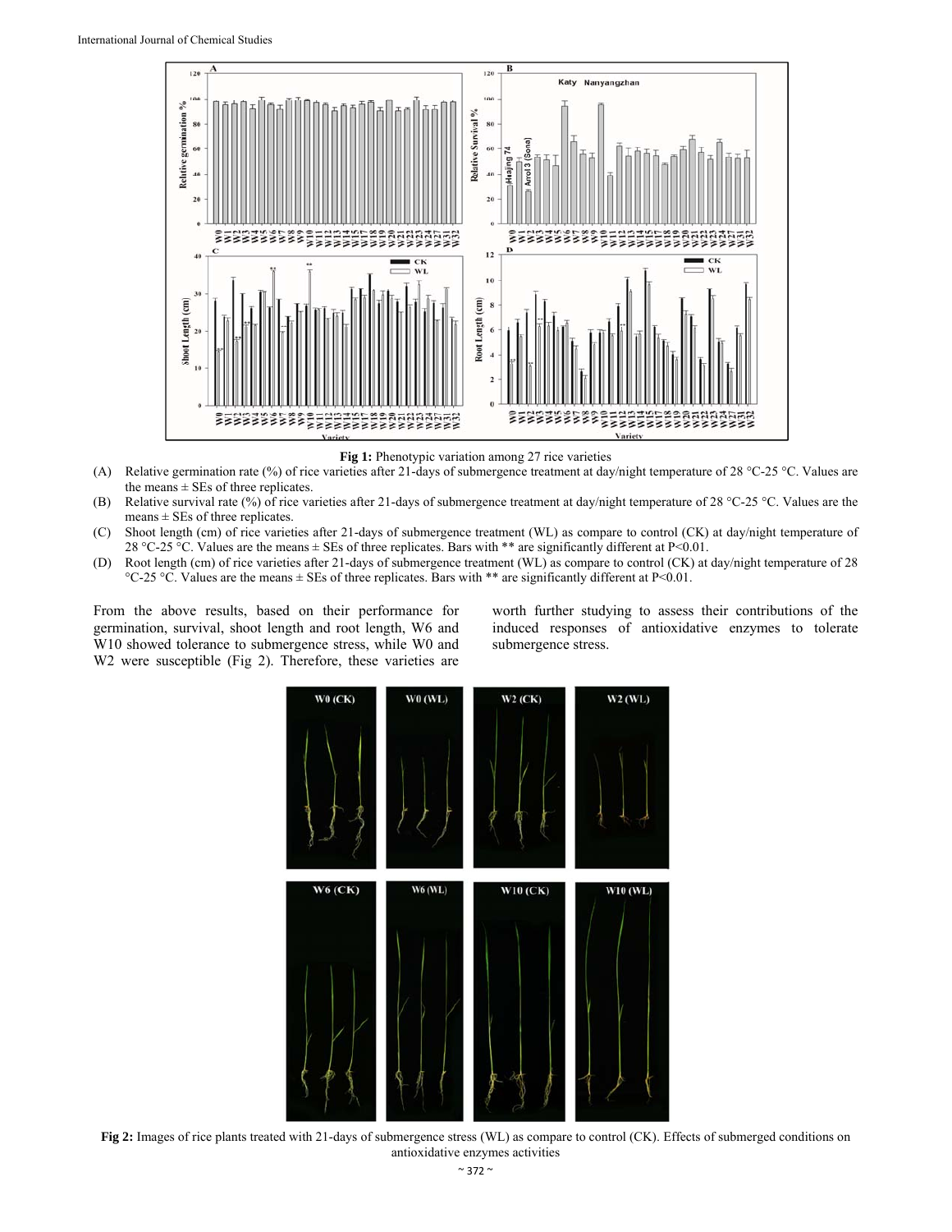**Fig 1:** Phenotypic variation among 27 rice varieties

(A) Relative germination rate (%) of rice varieties after 21-days of submergence treatment at day/night temperature of 28 °C-25 °C. Values are the means ± SEs of three replicates.

(B) Relative survival rate (%) of rice varieties after 21-days of submergence treatment at day/night temperature of 28 °C-25 °C. Values are the means ± SEs of three replicates.

(C) Shoot length (cm) of rice varieties after 21-days of submergence treatment (WL) as compare to control (CK) at day/night temperature of 28 °C-25 °C. Values are the means ± SEs of three replicates. Bars with ** are significantly different at P<0.01.

(D) Root length (cm) of rice varieties after 21-days of submergence treatment (WL) as compare to control (CK) at day/night temperature of 28 °C-25 °C. Values are the means ± SEs of three replicates. Bars with ** are significantly different at P<0.01.

From the above results, based on their performance for germination, survival, shoot length and root length, W6 and W10 showed tolerance to submergence stress, while W0 and W2 were susceptible (Fig 2). Therefore, these varieties are worth further studying to assess their contributions of the induced responses of antioxidative enzymes to tolerate submergence stress.

**Fig 2:** Images of rice plants treated with 21-days of submergence stress (WL) as compare to control (CK). Effects of submerged conditions on antioxidative enzymes activities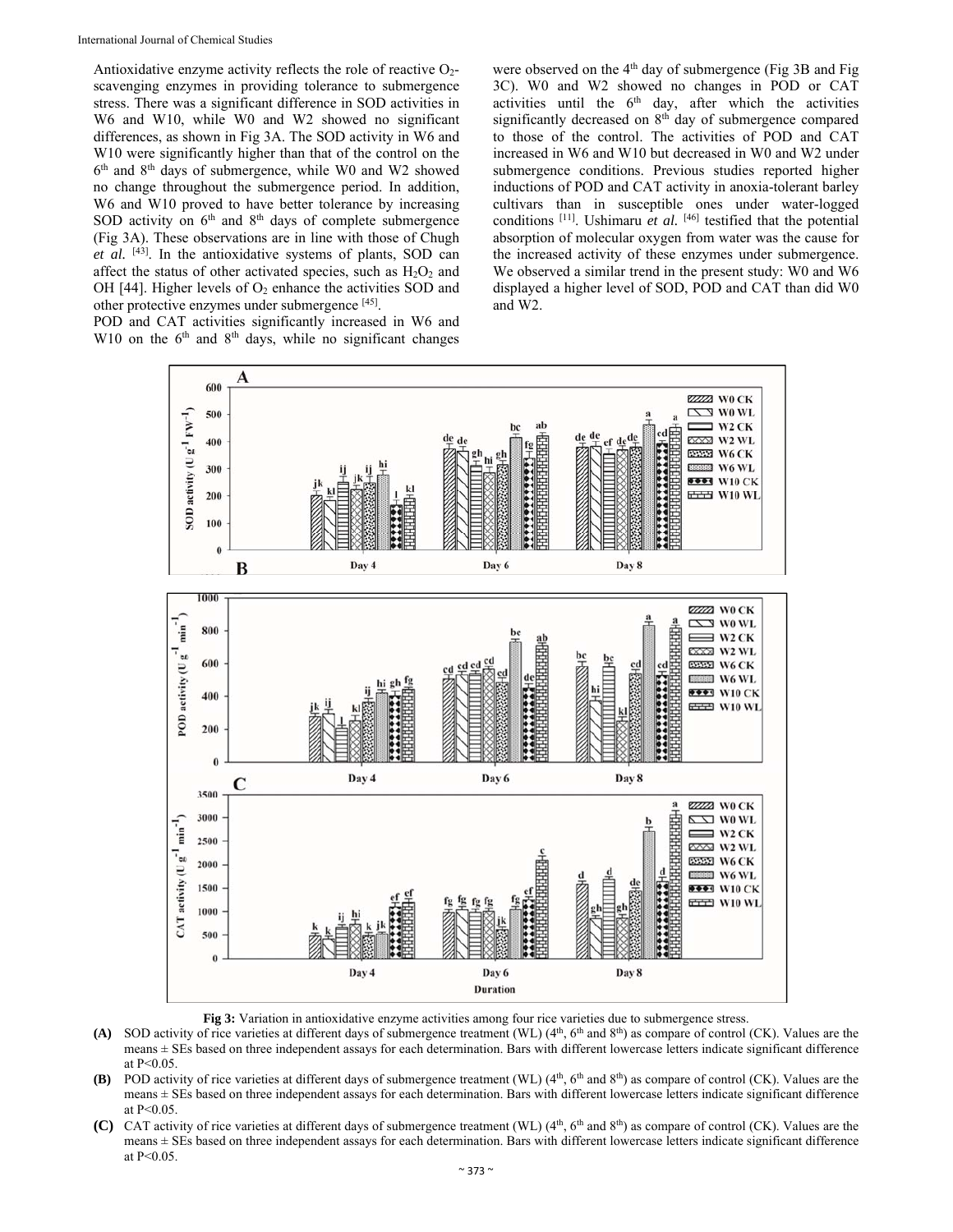Antioxidative enzyme activity reflects the role of reactive $O_2$-scavenging enzymes in providing tolerance to submergence stress. There was a significant difference in SOD activities in W6 and W10, while W0 and W2 showed no significant differences, as shown in Fig 3A. The SOD activity in W6 and W10 were significantly higher than that of the control on the 6th and 8th days of submergence, while W0 and W2 showed no change throughout the submergence period. In addition, W6 and W10 proved to have better tolerance by increasing SOD activity on 6th and 8th days of complete submergence (Fig 3A). These observations are in line with those of Chugh *et al.* [43]. In the antioxidative systems of plants, SOD can affect the status of other activated species, such as $H_2O_2$ and OH [44]. Higher levels of $O_2$ enhance the activities SOD and other protective enzymes under submergence [45].

POD and CAT activities significantly increased in W6 and W10 on the 6th and 8th days, while no significant changes were observed on the 4th day of submergence (Fig 3B and Fig 3C). W0 and W2 showed no changes in POD or CAT activities until the 6th day, after which the activities significantly decreased on 8th day of submergence compared to those of the control. The activities of POD and CAT increased in W6 and W10 but decreased in W0 and W2 under submergence conditions. Previous studies reported higher inductions of POD and CAT activity in anoxia-tolerant barley cultivars than in susceptible ones under water-logged conditions [11]. Ushimaru *et al.* [46] testified that the potential absorption of molecular oxygen from water was the cause for the increased activity of these enzymes under submergence. We observed a similar trend in the present study: W0 and W6 displayed a higher level of SOD, POD and CAT than did W0 and W2.

**Fig 3:** Variation in antioxidative enzyme activities among four rice varieties due to submergence stress.

**(A)** SOD activity of rice varieties at different days of submergence treatment (WL) (4th, 6th and 8th) as compare of control (CK). Values are the means ± SEs based on three independent assays for each determination. Bars with different lowercase letters indicate significant difference at P<0.05.

**(B)** POD activity of rice varieties at different days of submergence treatment (WL) (4th, 6th and 8th) as compare of control (CK). Values are the means ± SEs based on three independent assays for each determination. Bars with different lowercase letters indicate significant difference at P<0.05.

**(C)** CAT activity of rice varieties at different days of submergence treatment (WL) (4th, 6th and 8th) as compare of control (CK). Values are the means ± SEs based on three independent assays for each determination. Bars with different lowercase letters indicate significant difference at P<0.05.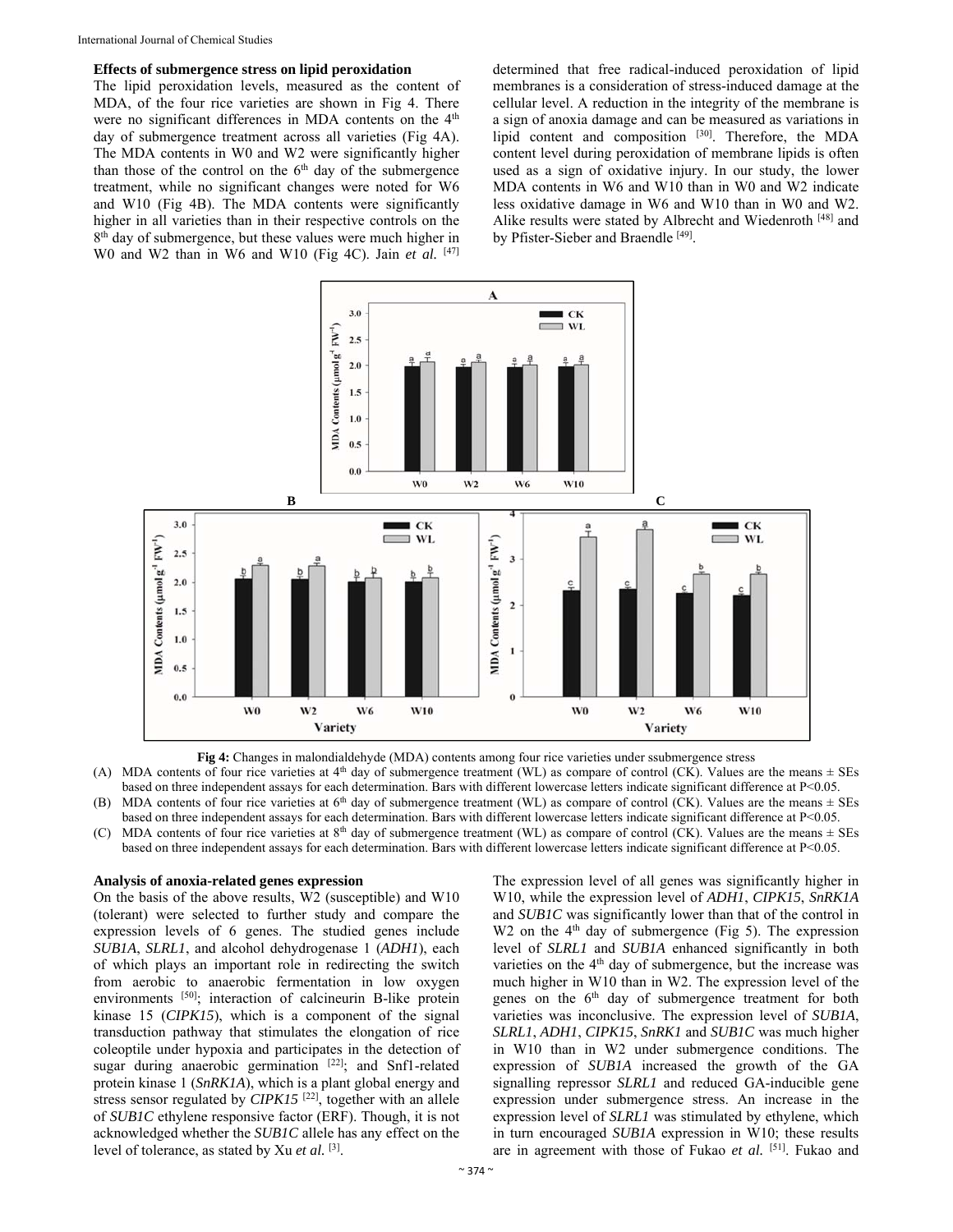**Effects of submergence stress on lipid peroxidation**

The lipid peroxidation levels, measured as the content of MDA, of the four rice varieties are shown in Fig 4. There were no significant differences in MDA contents on the 4th day of submergence treatment across all varieties (Fig 4A). The MDA contents in W0 and W2 were significantly higher than those of the control on the 6th day of the submergence treatment, while no significant changes were noted for W6 and W10 (Fig 4B). The MDA contents were significantly higher in all varieties than in their respective controls on the 8th day of submergence, but these values were much higher in W0 and W2 than in W6 and W10 (Fig 4C). Jain *et al.* [47] determined that free radical-induced peroxidation of lipid membranes is a consideration of stress-induced damage at the cellular level. A reduction in the integrity of the membrane is a sign of anoxia damage and can be measured as variations in lipid content and composition [30]. Therefore, the MDA content level during peroxidation of membrane lipids is often used as a sign of oxidative injury. In our study, the lower MDA contents in W6 and W10 than in W0 and W2 indicate less oxidative damage in W6 and W10 than in W0 and W2. Alike results were stated by Albrecht and Wiedenroth [48] and by Pfister-Sieber and Braendle [49].

**Fig 4:** Changes in malondialdehyde (MDA) contents among four rice varieties under ssubmergence stress

(A) MDA contents of four rice varieties at 4th day of submergence treatment (WL) as compare of control (CK). Values are the means ± SEs based on three independent assays for each determination. Bars with different lowercase letters indicate significant difference at P<0.05.

(B) MDA contents of four rice varieties at 6th day of submergence treatment (WL) as compare of control (CK). Values are the means ± SEs based on three independent assays for each determination. Bars with different lowercase letters indicate significant difference at P<0.05.

(C) MDA contents of four rice varieties at 8th day of submergence treatment (WL) as compare of control (CK). Values are the means ± SEs based on three independent assays for each determination. Bars with different lowercase letters indicate significant difference at P<0.05.

**Analysis of anoxia-related genes expression**

On the basis of the above results, W2 (susceptible) and W10 (tolerant) were selected to further study and compare the expression levels of 6 genes. The studied genes include *SUB1A*, *SLRL1*, and alcohol dehydrogenase 1 (*ADH1*), each of which plays an important role in redirecting the switch from aerobic to anaerobic fermentation in low oxygen environments [50]; interaction of calcineurin B-like protein kinase 15 (*CIPK15*), which is a component of the signal transduction pathway that stimulates the elongation of rice coleoptile under hypoxia and participates in the detection of sugar during anaerobic germination [22]; and Snf1-related protein kinase 1 (*SnRK1A*), which is a plant global energy and stress sensor regulated by *CIPK15* [22], together with an allele of *SUB1C* ethylene responsive factor (ERF). Though, it is not acknowledged whether the *SUB1C* allele has any effect on the level of tolerance, as stated by Xu *et al.* [3].

The expression level of all genes was significantly higher in W10, while the expression level of *ADH1*, *CIPK15*, *SnRK1A* and *SUB1C* was significantly lower than that of the control in W2 on the 4th day of submergence (Fig 5). The expression level of *SLRL1* and *SUB1A* enhanced significantly in both varieties on the 4th day of submergence, but the increase was much higher in W10 than in W2. The expression level of the genes on the 6th day of submergence treatment for both varieties was inconclusive. The expression level of *SUB1A*, *SLRL1*, *ADH1*, *CIPK15*, *SnRK1* and *SUB1C* was much higher in W10 than in W2 under submergence conditions. The expression of *SUB1A* increased the growth of the GA signalling repressor *SLRL1* and reduced GA-inducible gene expression under submergence stress. An increase in the expression level of *SLRL1* was stimulated by ethylene, which in turn encouraged *SUB1A* expression in W10; these results are in agreement with those of Fukao *et al.* [51]. Fukao and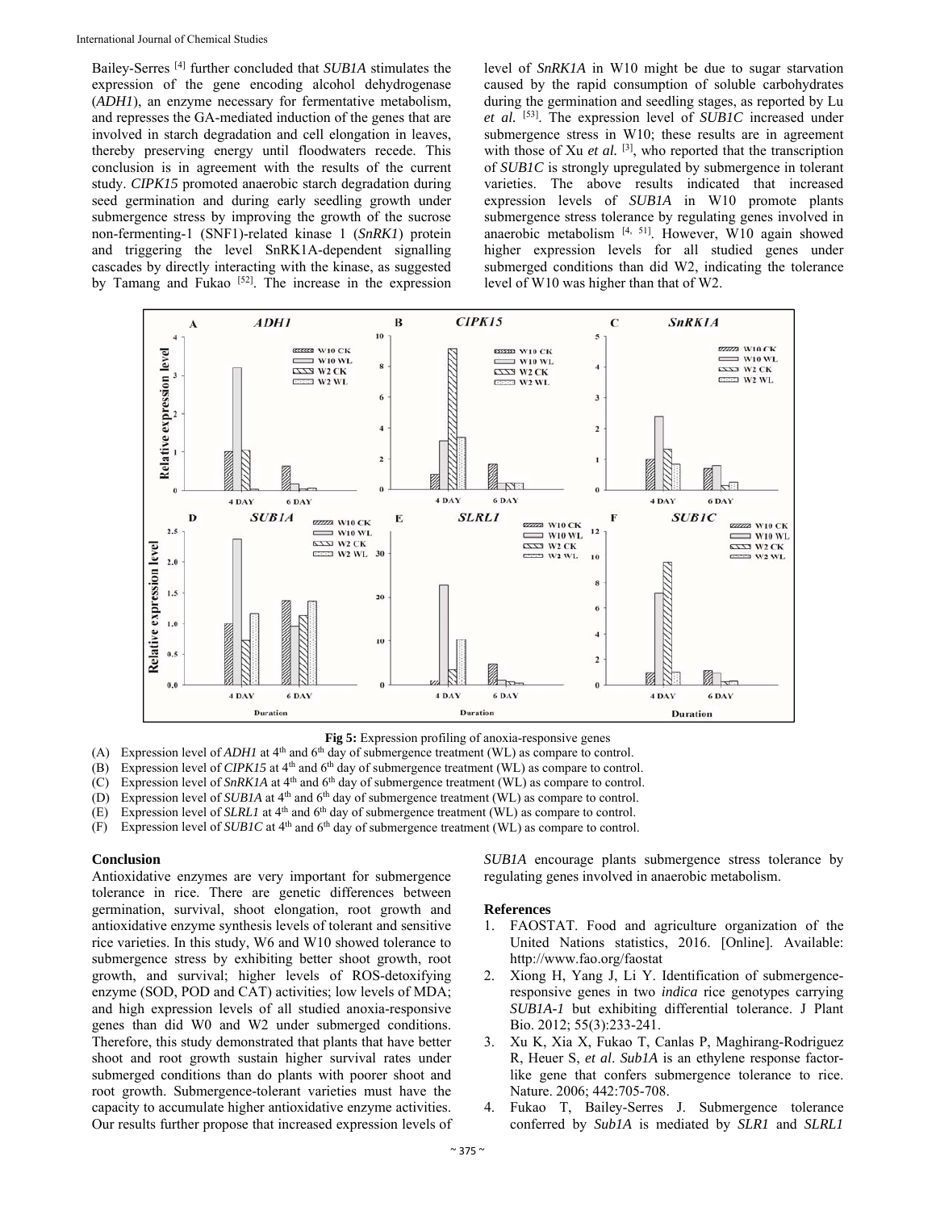Bailey-Serres [4] further concluded that *SUB1A* stimulates the expression of the gene encoding alcohol dehydrogenase (*ADH1*), an enzyme necessary for fermentative metabolism, and represses the GA-mediated induction of the genes that are involved in starch degradation and cell elongation in leaves, thereby preserving energy until floodwaters recede. This conclusion is in agreement with the results of the current study. *CIPK15* promoted anaerobic starch degradation during seed germination and during early seedling growth under submergence stress by improving the growth of the sucrose non-fermenting-1 (SNF1)-related kinase 1 (*SnRK1*) protein and triggering the level SnRK1A-dependent signalling cascades by directly interacting with the kinase, as suggested by Tamang and Fukao [52]. The increase in the expression level of *SnRK1A* in W10 might be due to sugar starvation caused by the rapid consumption of soluble carbohydrates during the germination and seedling stages, as reported by Lu *et al.* [53]. The expression level of *SUB1C* increased under submergence stress in W10; these results are in agreement with those of Xu *et al.* [3], who reported that the transcription of *SUB1C* is strongly upregulated by submergence in tolerant varieties. The above results indicated that increased expression levels of *SUB1A* in W10 promote plants submergence stress tolerance by regulating genes involved in anaerobic metabolism [4, 51]. However, W10 again showed higher expression levels for all studied genes under submerged conditions than did W2, indicating the tolerance level of W10 was higher than that of W2.

**Fig 5:** Expression profiling of anoxia-responsive genes

(A) Expression level of *ADH1* at 4th and 6th day of submergence treatment (WL) as compare to control.
(B) Expression level of *CIPK15* at 4th and 6th day of submergence treatment (WL) as compare to control.
(C) Expression level of *SnRK1A* at 4th and 6th day of submergence treatment (WL) as compare to control.
(D) Expression level of *SUB1A* at 4th and 6th day of submergence treatment (WL) as compare to control.
(E) Expression level of *SLRL1* at 4th and 6th day of submergence treatment (WL) as compare to control.
(F) Expression level of *SUB1C* at 4th and 6th day of submergence treatment (WL) as compare to control.

## Conclusion

Antioxidative enzymes are very important for submergence tolerance in rice. There are genetic differences between germination, survival, shoot elongation, root growth and antioxidative enzyme synthesis levels of tolerant and sensitive rice varieties. In this study, W6 and W10 showed tolerance to submergence stress by exhibiting better shoot growth, root growth, and survival; higher levels of ROS-detoxifying enzyme (SOD, POD and CAT) activities; low levels of MDA; and high expression levels of all studied anoxia-responsive genes than did W0 and W2 under submerged conditions. Therefore, this study demonstrated that plants that have better shoot and root growth sustain higher survival rates under submerged conditions than do plants with poorer shoot and root growth. Submergence-tolerant varieties must have the capacity to accumulate higher antioxidative enzyme activities. Our results further propose that increased expression levels of *SUB1A* encourage plants submergence stress tolerance by regulating genes involved in anaerobic metabolism.

## References

1. FAOSTAT. Food and agriculture organization of the United Nations statistics, 2016. [Online]. Available: http://www.fao.org/faostat
2. Xiong H, Yang J, Li Y. Identification of submergence-responsive genes in two *indica* rice genotypes carrying *SUB1A-1* but exhibiting differential tolerance. J Plant Bio. 2012; 55(3):233-241.
3. Xu K, Xia X, Fukao T, Canlas P, Maghirang-Rodriguez R, Heuer S, *et al*. *Sub1A* is an ethylene response factor-like gene that confers submergence tolerance to rice. Nature. 2006; 442:705-708.
4. Fukao T, Bailey-Serres J. Submergence tolerance conferred by *Sub1A* is mediated by *SLR1* and *SLRL1*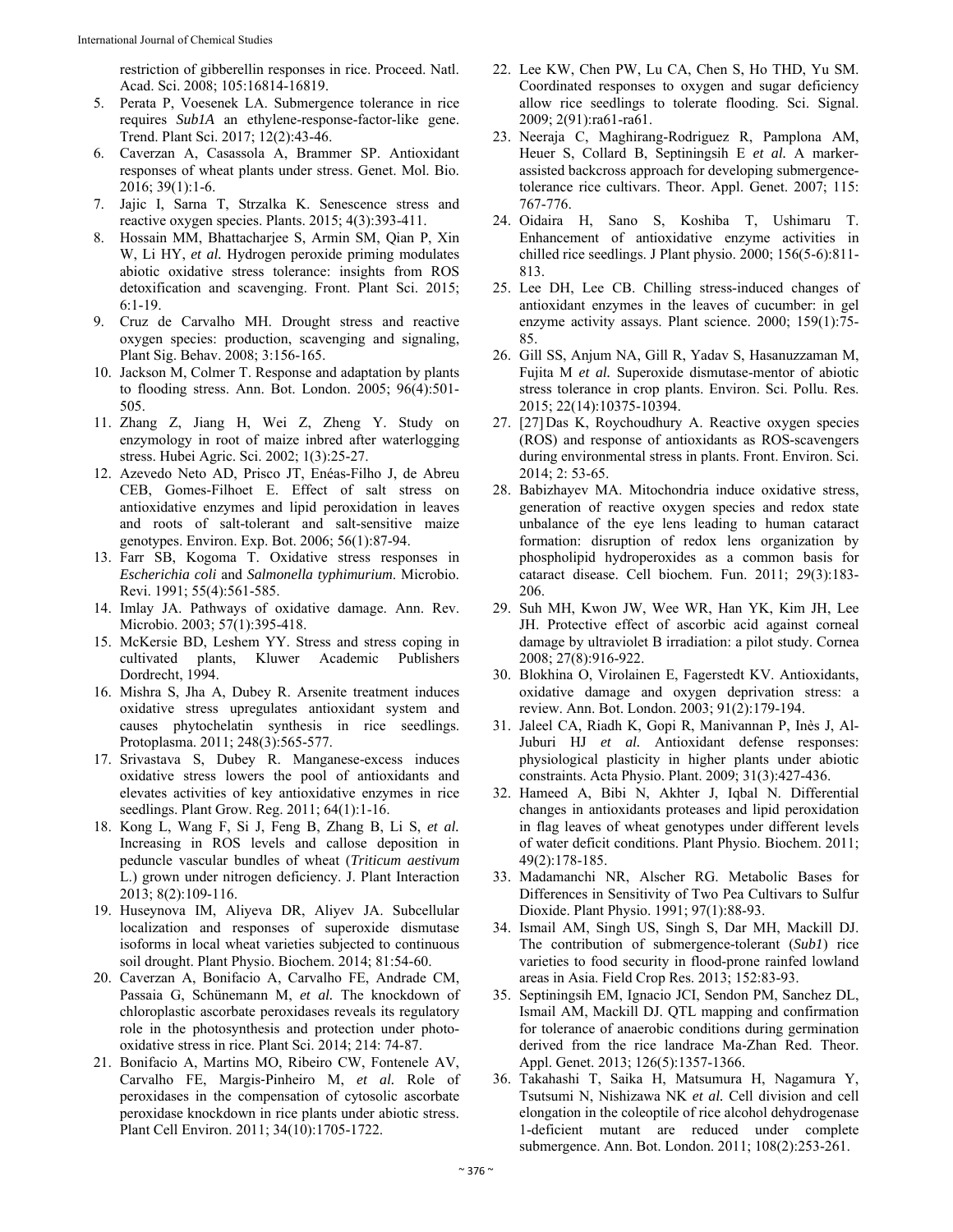restriction of gibberellin responses in rice. Proceed. Natl. Acad. Sci. 2008; 105:16814-16819.

5. Perata P, Voesenek LA. Submergence tolerance in rice requires *Sub1A* an ethylene-response-factor-like gene. Trend. Plant Sci. 2017; 12(2):43-46.
6. Caverzan A, Casassola A, Brammer SP. Antioxidant responses of wheat plants under stress. Genet. Mol. Bio. 2016; 39(1):1-6.
7. Jajic I, Sarna T, Strzalka K. Senescence stress and reactive oxygen species. Plants. 2015; 4(3):393-411.
8. Hossain MM, Bhattacharjee S, Armin SM, Qian P, Xin W, Li HY, *et al.* Hydrogen peroxide priming modulates abiotic oxidative stress tolerance: insights from ROS detoxification and scavenging. Front. Plant Sci. 2015; 6:1-19.
9. Cruz de Carvalho MH. Drought stress and reactive oxygen species: production, scavenging and signaling, Plant Sig. Behav. 2008; 3:156-165.
10. Jackson M, Colmer T. Response and adaptation by plants to flooding stress. Ann. Bot. London. 2005; 96(4):501-505.
11. Zhang Z, Jiang H, Wei Z, Zheng Y. Study on enzymology in root of maize inbred after waterlogging stress. Hubei Agric. Sci. 2002; 1(3):25-27.
12. Azevedo Neto AD, Prisco JT, Enéas-Filho J, de Abreu CEB, Gomes-Filhoet E. Effect of salt stress on antioxidative enzymes and lipid peroxidation in leaves and roots of salt-tolerant and salt-sensitive maize genotypes. Environ. Exp. Bot. 2006; 56(1):87-94.
13. Farr SB, Kogoma T. Oxidative stress responses in *Escherichia coli* and *Salmonella typhimurium*. Microbio. Revi. 1991; 55(4):561-585.
14. Imlay JA. Pathways of oxidative damage. Ann. Rev. Microbio. 2003; 57(1):395-418.
15. McKersie BD, Leshem YY. Stress and stress coping in cultivated plants, Kluwer Academic Publishers Dordrecht, 1994.
16. Mishra S, Jha A, Dubey R. Arsenite treatment induces oxidative stress upregulates antioxidant system and causes phytochelatin synthesis in rice seedlings. Protoplasma. 2011; 248(3):565-577.
17. Srivastava S, Dubey R. Manganese-excess induces oxidative stress lowers the pool of antioxidants and elevates activities of key antioxidative enzymes in rice seedlings. Plant Grow. Reg. 2011; 64(1):1-16.
18. Kong L, Wang F, Si J, Feng B, Zhang B, Li S, *et al.* Increasing in ROS levels and callose deposition in peduncle vascular bundles of wheat (*Triticum aestivum* L.) grown under nitrogen deficiency. J. Plant Interaction 2013; 8(2):109-116.
19. Huseynova IM, Aliyeva DR, Aliyev JA. Subcellular localization and responses of superoxide dismutase isoforms in local wheat varieties subjected to continuous soil drought. Plant Physio. Biochem. 2014; 81:54-60.
20. Caverzan A, Bonifacio A, Carvalho FE, Andrade CM, Passaia G, Schünemann M, *et al.* The knockdown of chloroplastic ascorbate peroxidases reveals its regulatory role in the photosynthesis and protection under photo-oxidative stress in rice. Plant Sci. 2014; 214: 74-87.
21. Bonifacio A, Martins MO, Ribeiro CW, Fontenele AV, Carvalho FE, Margis-Pinheiro M, *et al.* Role of peroxidases in the compensation of cytosolic ascorbate peroxidase knockdown in rice plants under abiotic stress. Plant Cell Environ. 2011; 34(10):1705-1722.
22. Lee KW, Chen PW, Lu CA, Chen S, Ho THD, Yu SM. Coordinated responses to oxygen and sugar deficiency allow rice seedlings to tolerate flooding. Sci. Signal. 2009; 2(91):ra61-ra61.
23. Neeraja C, Maghirang-Rodriguez R, Pamplona AM, Heuer S, Collard B, Septiningsih E *et al.* A marker-assisted backcross approach for developing submergence-tolerance rice cultivars. Theor. Appl. Genet. 2007; 115: 767-776.
24. Oidaira H, Sano S, Koshiba T, Ushimaru T. Enhancement of antioxidative enzyme activities in chilled rice seedlings. J Plant physio. 2000; 156(5-6):811-813.
25. Lee DH, Lee CB. Chilling stress-induced changes of antioxidant enzymes in the leaves of cucumber: in gel enzyme activity assays. Plant science. 2000; 159(1):75-85.
26. Gill SS, Anjum NA, Gill R, Yadav S, Hasanuzzaman M, Fujita M *et al.* Superoxide dismutase-mentor of abiotic stress tolerance in crop plants. Environ. Sci. Pollu. Res. 2015; 22(14):10375-10394.
27. [27] Das K, Roychoudhury A. Reactive oxygen species (ROS) and response of antioxidants as ROS-scavengers during environmental stress in plants. Front. Environ. Sci. 2014; 2: 53-65.
28. Babizhayev MA. Mitochondria induce oxidative stress, generation of reactive oxygen species and redox state unbalance of the eye lens leading to human cataract formation: disruption of redox lens organization by phospholipid hydroperoxides as a common basis for cataract disease. Cell biochem. Fun. 2011; 29(3):183-206.
29. Suh MH, Kwon JW, Wee WR, Han YK, Kim JH, Lee JH. Protective effect of ascorbic acid against corneal damage by ultraviolet B irradiation: a pilot study. Cornea 2008; 27(8):916-922.
30. Blokhina O, Virolainen E, Fagerstedt KV. Antioxidants, oxidative damage and oxygen deprivation stress: a review. Ann. Bot. London. 2003; 91(2):179-194.
31. Jaleel CA, Riadh K, Gopi R, Manivannan P, Inès J, Al-Juburi HJ *et al.* Antioxidant defense responses: physiological plasticity in higher plants under abiotic constraints. Acta Physio. Plant. 2009; 31(3):427-436.
32. Hameed A, Bibi N, Akhter J, Iqbal N. Differential changes in antioxidants proteases and lipid peroxidation in flag leaves of wheat genotypes under different levels of water deficit conditions. Plant Physio. Biochem. 2011; 49(2):178-185.
33. Madamanchi NR, Alscher RG. Metabolic Bases for Differences in Sensitivity of Two Pea Cultivars to Sulfur Dioxide. Plant Physio. 1991; 97(1):88-93.
34. Ismail AM, Singh US, Singh S, Dar MH, Mackill DJ. The contribution of submergence-tolerant (*Sub1*) rice varieties to food security in flood-prone rainfed lowland areas in Asia. Field Crop Res. 2013; 152:83-93.
35. Septiningsih EM, Ignacio JCI, Sendon PM, Sanchez DL, Ismail AM, Mackill DJ. QTL mapping and confirmation for tolerance of anaerobic conditions during germination derived from the rice landrace Ma-Zhan Red. Theor. Appl. Genet. 2013; 126(5):1357-1366.
36. Takahashi T, Saika H, Matsumura H, Nagamura Y, Tsutsumi N, Nishizawa NK *et al.* Cell division and cell elongation in the coleoptile of rice alcohol dehydrogenase 1-deficient mutant are reduced under complete submergence. Ann. Bot. London. 2011; 108(2):253-261.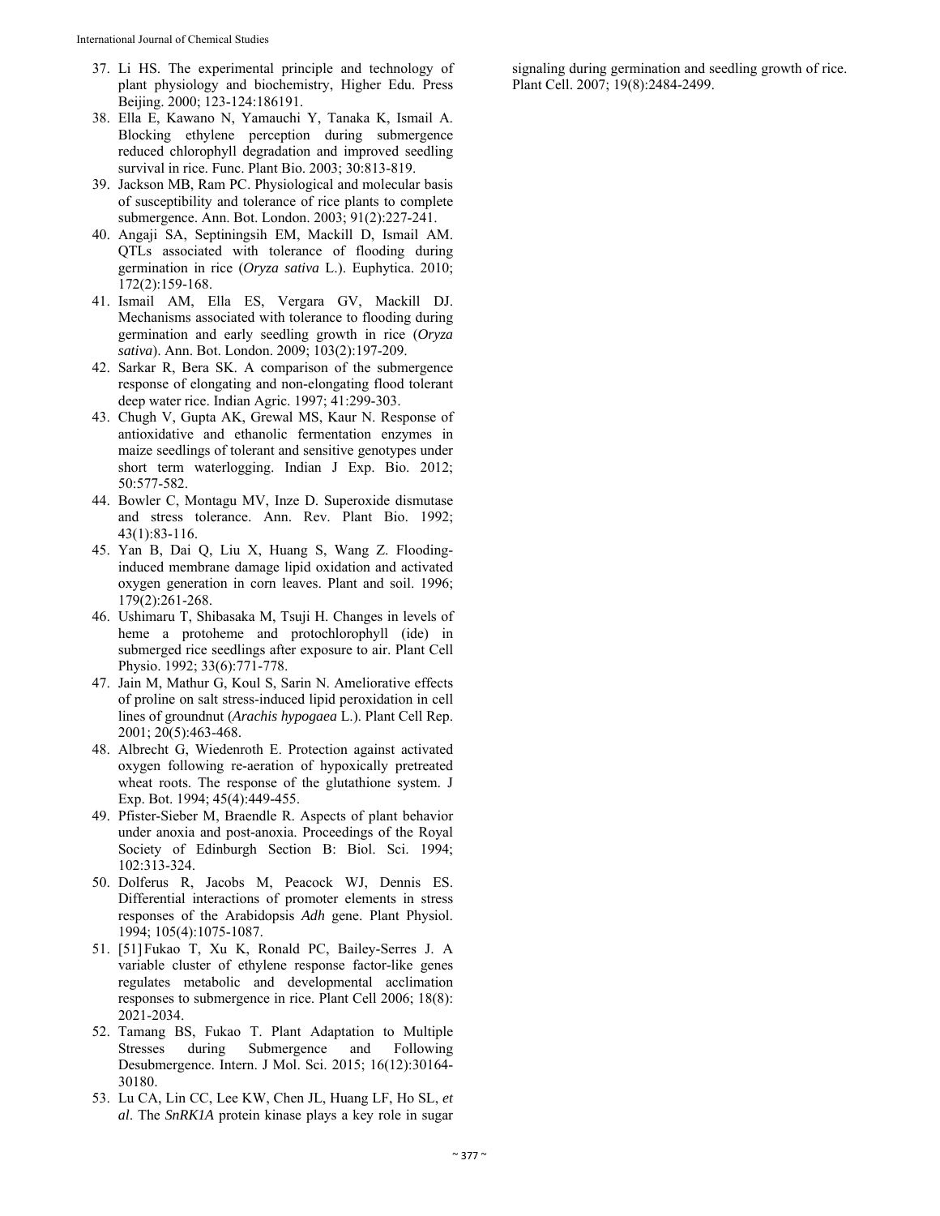37. Li HS. The experimental principle and technology of plant physiology and biochemistry, Higher Edu. Press Beijing. 2000; 123-124:186191.
38. Ella E, Kawano N, Yamauchi Y, Tanaka K, Ismail A. Blocking ethylene perception during submergence reduced chlorophyll degradation and improved seedling survival in rice. Func. Plant Bio. 2003; 30:813-819.
39. Jackson MB, Ram PC. Physiological and molecular basis of susceptibility and tolerance of rice plants to complete submergence. Ann. Bot. London. 2003; 91(2):227-241.
40. Angaji SA, Septiningsih EM, Mackill D, Ismail AM. QTLs associated with tolerance of flooding during germination in rice (*Oryza sativa* L.). Euphytica. 2010; 172(2):159-168.
41. Ismail AM, Ella ES, Vergara GV, Mackill DJ. Mechanisms associated with tolerance to flooding during germination and early seedling growth in rice (*Oryza sativa*). Ann. Bot. London. 2009; 103(2):197-209.
42. Sarkar R, Bera SK. A comparison of the submergence response of elongating and non-elongating flood tolerant deep water rice. Indian Agric. 1997; 41:299-303.
43. Chugh V, Gupta AK, Grewal MS, Kaur N. Response of antioxidative and ethanolic fermentation enzymes in maize seedlings of tolerant and sensitive genotypes under short term waterlogging. Indian J Exp. Bio. 2012; 50:577-582.
44. Bowler C, Montagu MV, Inze D. Superoxide dismutase and stress tolerance. Ann. Rev. Plant Bio. 1992; 43(1):83-116.
45. Yan B, Dai Q, Liu X, Huang S, Wang Z. Flooding-induced membrane damage lipid oxidation and activated oxygen generation in corn leaves. Plant and soil. 1996; 179(2):261-268.
46. Ushimaru T, Shibasaka M, Tsuji H. Changes in levels of heme a protoheme and protochlorophyll (ide) in submerged rice seedlings after exposure to air. Plant Cell Physio. 1992; 33(6):771-778.
47. Jain M, Mathur G, Koul S, Sarin N. Ameliorative effects of proline on salt stress-induced lipid peroxidation in cell lines of groundnut (*Arachis hypogaea* L.). Plant Cell Rep. 2001; 20(5):463-468.
48. Albrecht G, Wiedenroth E. Protection against activated oxygen following re-aeration of hypoxically pretreated wheat roots. The response of the glutathione system. J Exp. Bot. 1994; 45(4):449-455.
49. Pfister-Sieber M, Braendle R. Aspects of plant behavior under anoxia and post-anoxia. Proceedings of the Royal Society of Edinburgh Section B: Biol. Sci. 1994; 102:313-324.
50. Dolferus R, Jacobs M, Peacock WJ, Dennis ES. Differential interactions of promoter elements in stress responses of the Arabidopsis *Adh* gene. Plant Physiol. 1994; 105(4):1075-1087.
51. [51] Fukao T, Xu K, Ronald PC, Bailey-Serres J. A variable cluster of ethylene response factor-like genes regulates metabolic and developmental acclimation responses to submergence in rice. Plant Cell 2006; 18(8): 2021-2034.
52. Tamang BS, Fukao T. Plant Adaptation to Multiple Stresses during Submergence and Following Desubmergence. Intern. J Mol. Sci. 2015; 16(12):30164-30180.
53. Lu CA, Lin CC, Lee KW, Chen JL, Huang LF, Ho SL, *et al*. The *SnRK1A* protein kinase plays a key role in sugar signaling during germination and seedling growth of rice. Plant Cell. 2007; 19(8):2484-2499.